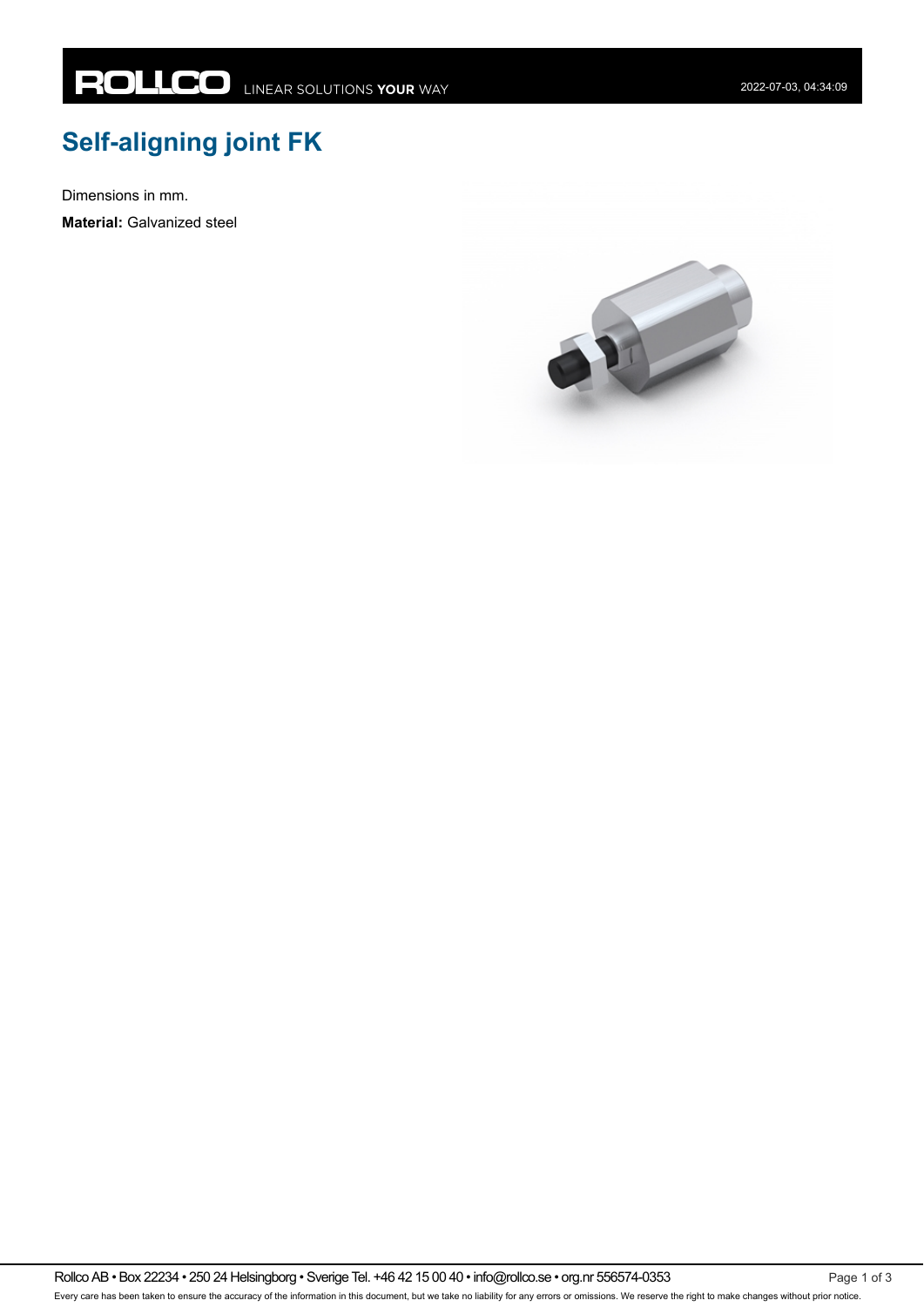# Self-aligning joint FK

Dimensions in mm.

**Material:** Galvanized steel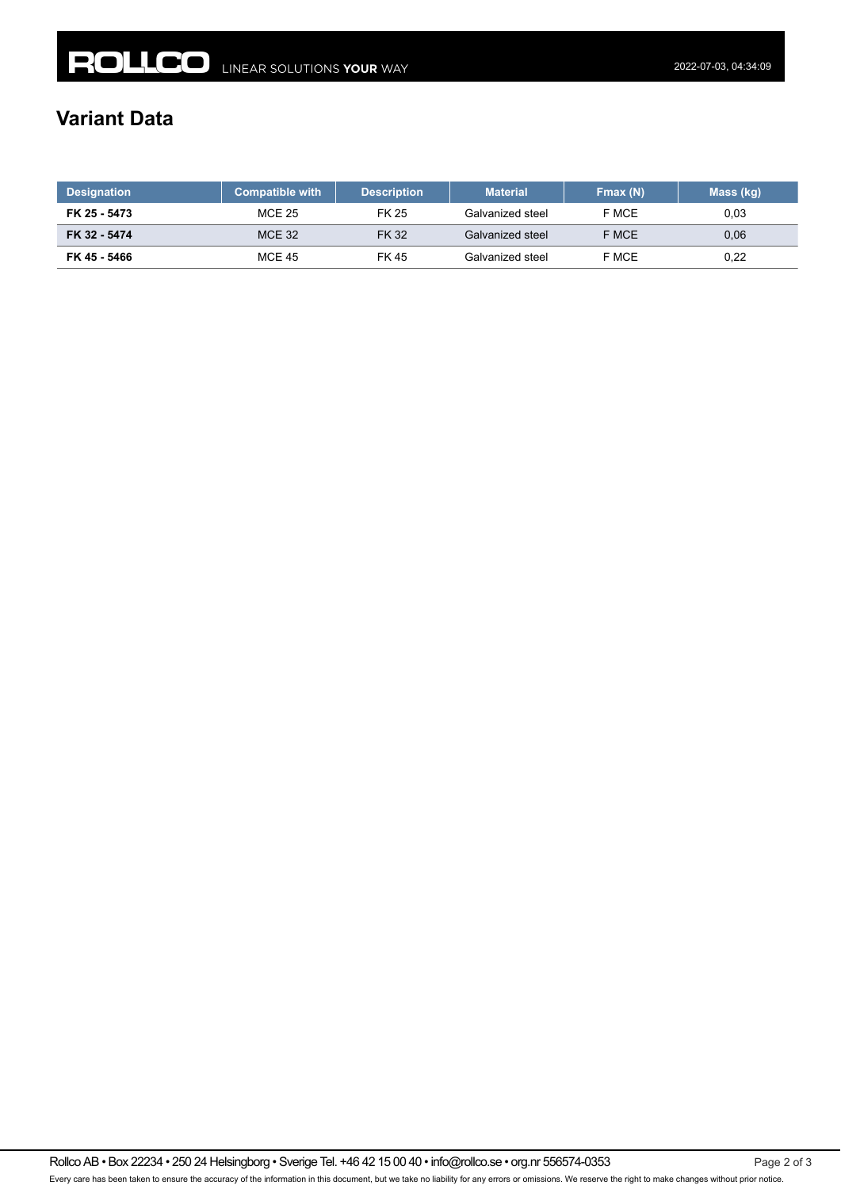# Variant Data

| Designation | Compatible with | Description | Material | Fmax (N) | Mass (kg) |
|---|---|---|---|---|---|
| **FK 25 - 5473** | MCE 25 | FK 25 | Galvanized steel | F MCE | 0,03 |
| **FK 32 - 5474** | MCE 32 | FK 32 | Galvanized steel | F MCE | 0,06 |
| **FK 45 - 5466** | MCE 45 | FK 45 | Galvanized steel | F MCE | 0,22 |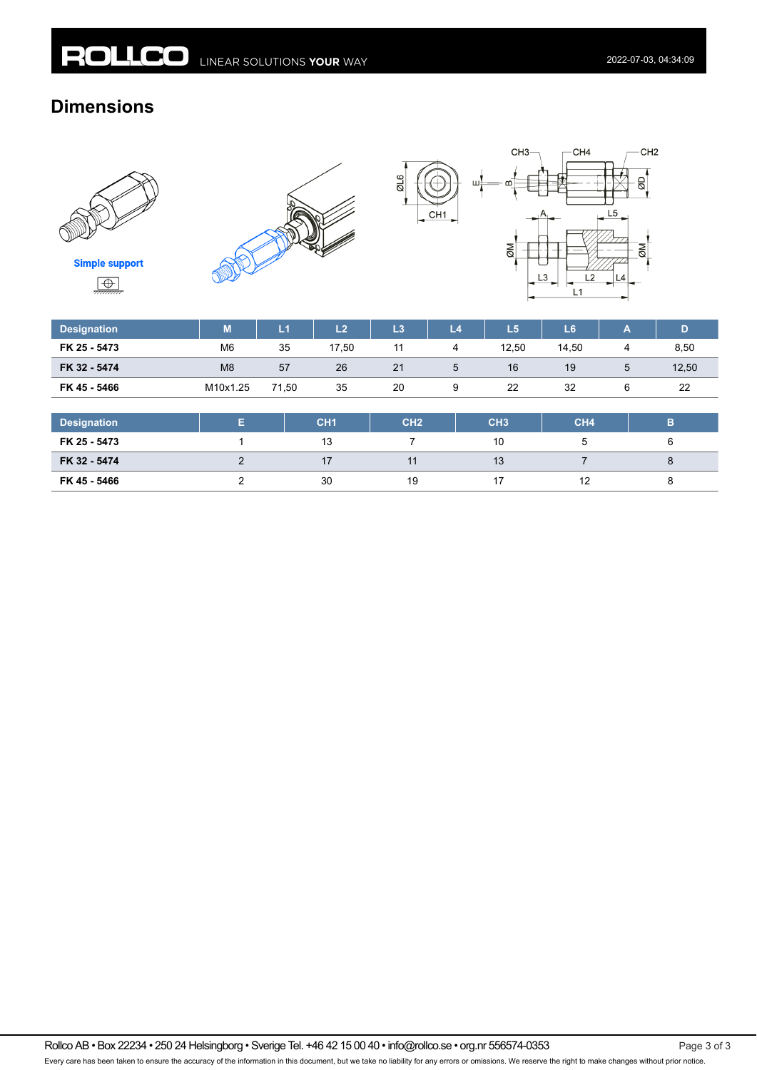## Dimensions

Simple support

| Designation | M | L1 | L2 | L3 | L4 | L5 | L6 | A | D |
|---|---|---|---|---|---|---|---|---|---|
| **FK 25 - 5473** | M6 | 35 | 17,50 | 11 | 4 | 12,50 | 14,50 | 4 | 8,50 |
| **FK 32 - 5474** | M8 | 57 | 26 | 21 | 5 | 16 | 19 | 5 | 12,50 |
| **FK 45 - 5466** | M10x1.25 | 71,50 | 35 | 20 | 9 | 22 | 32 | 6 | 22 |

| Designation | E | CH1 | CH2 | CH3 | CH4 | B |
|---|---|---|---|---|---|---|
| **FK 25 - 5473** | 1 | 13 | 7 | 10 | 5 | 6 |
| **FK 32 - 5474** | 2 | 17 | 11 | 13 | 7 | 8 |
| **FK 45 - 5466** | 2 | 30 | 19 | 17 | 12 | 8 |